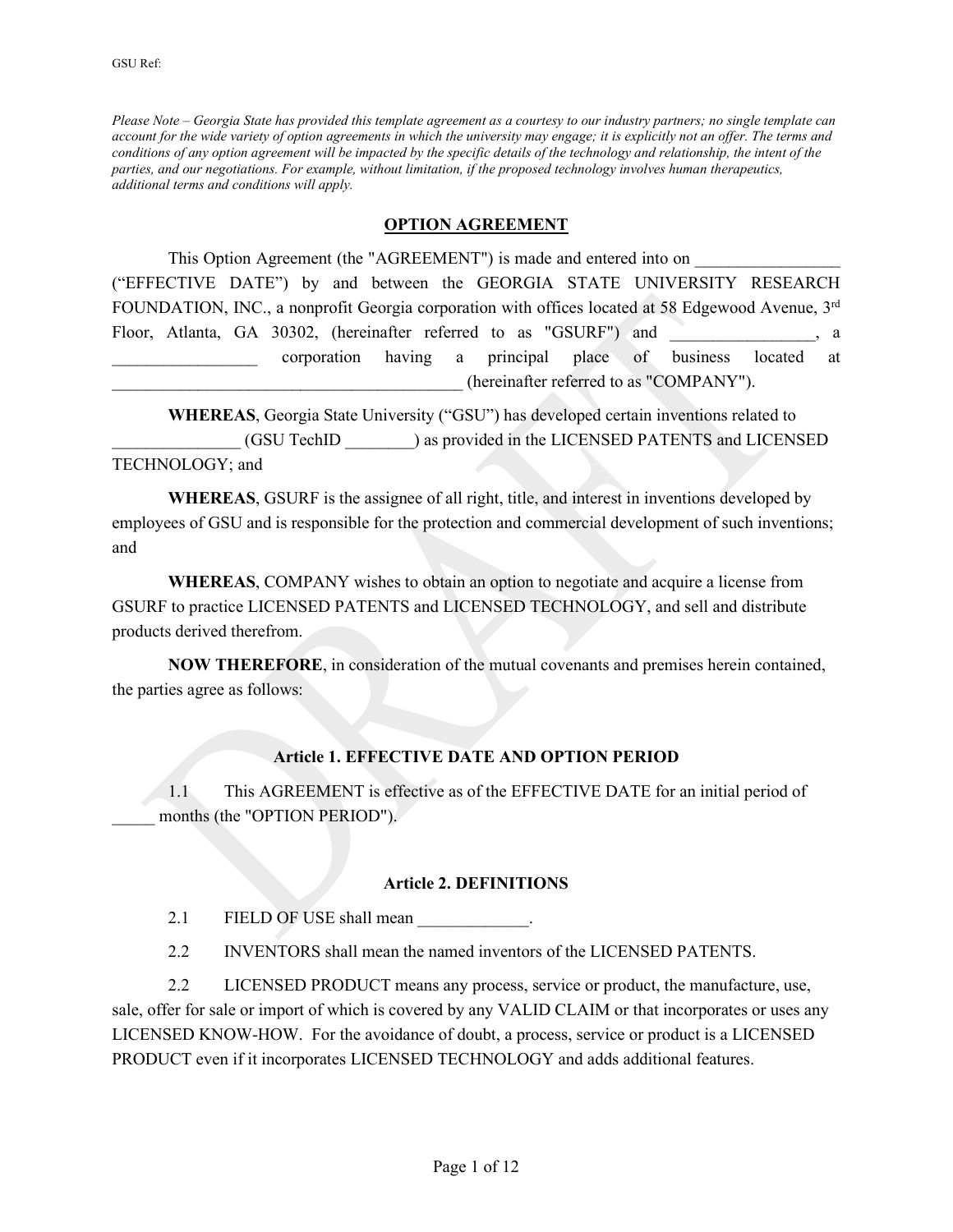GSU Ref:

*Please Note – Georgia State has provided this template agreement as a courtesy to our industry partners; no single template can account for the wide variety of option agreements in which the university may engage; it is explicitly not an offer. The terms and conditions of any option agreement will be impacted by the specific details of the technology and relationship, the intent of the parties, and our negotiations. For example, without limitation, if the proposed technology involves human therapeutics, additional terms and conditions will apply.*

## OPTION AGREEMENT

This Option Agreement (the "AGREEMENT") is made and entered into on _________________ ("EFFECTIVE DATE") by and between the GEORGIA STATE UNIVERSITY RESEARCH FOUNDATION, INC., a nonprofit Georgia corporation with offices located at 58 Edgewood Avenue, 3rd Floor, Atlanta, GA 30302, (hereinafter referred to as "GSURF") and _________________, a _________________ corporation having a principal place of business located at __________________________________________ (hereinafter referred to as "COMPANY").

**WHEREAS**, Georgia State University ("GSU") has developed certain inventions related to _______________ (GSU TechID ________) as provided in the LICENSED PATENTS and LICENSED TECHNOLOGY; and

**WHEREAS**, GSURF is the assignee of all right, title, and interest in inventions developed by employees of GSU and is responsible for the protection and commercial development of such inventions; and

**WHEREAS**, COMPANY wishes to obtain an option to negotiate and acquire a license from GSURF to practice LICENSED PATENTS and LICENSED TECHNOLOGY, and sell and distribute products derived therefrom.

**NOW THEREFORE**, in consideration of the mutual covenants and premises herein contained, the parties agree as follows:

### Article 1. EFFECTIVE DATE AND OPTION PERIOD

1.1 This AGREEMENT is effective as of the EFFECTIVE DATE for an initial period of _____ months (the "OPTION PERIOD").

### Article 2. DEFINITIONS

2.1 FIELD OF USE shall mean _____________.

2.2 INVENTORS shall mean the named inventors of the LICENSED PATENTS.

2.2 LICENSED PRODUCT means any process, service or product, the manufacture, use, sale, offer for sale or import of which is covered by any VALID CLAIM or that incorporates or uses any LICENSED KNOW-HOW. For the avoidance of doubt, a process, service or product is a LICENSED PRODUCT even if it incorporates LICENSED TECHNOLOGY and adds additional features.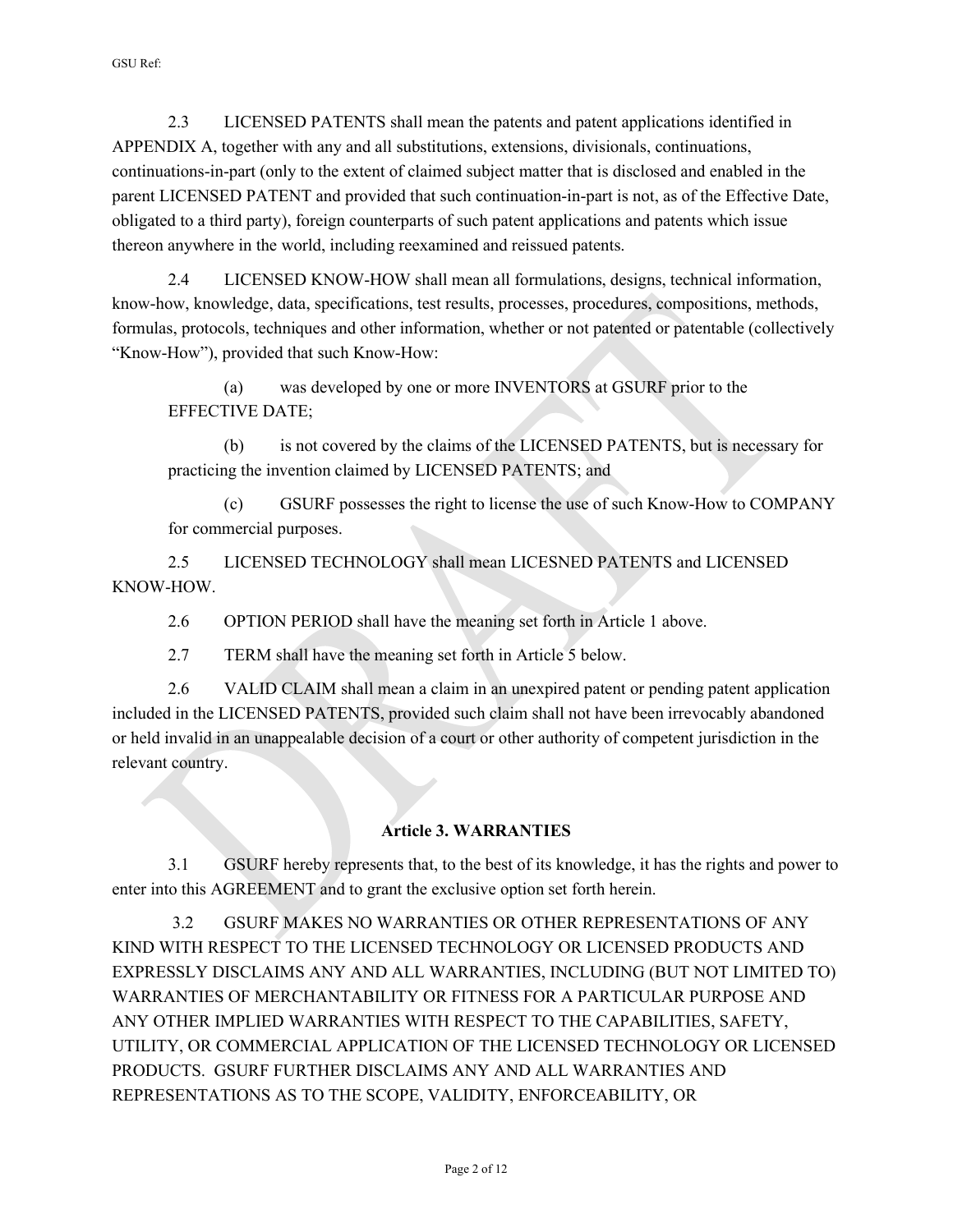2.3 LICENSED PATENTS shall mean the patents and patent applications identified in APPENDIX A, together with any and all substitutions, extensions, divisionals, continuations, continuations-in-part (only to the extent of claimed subject matter that is disclosed and enabled in the parent LICENSED PATENT and provided that such continuation-in-part is not, as of the Effective Date, obligated to a third party), foreign counterparts of such patent applications and patents which issue thereon anywhere in the world, including reexamined and reissued patents.

2.4 LICENSED KNOW-HOW shall mean all formulations, designs, technical information, know-how, knowledge, data, specifications, test results, processes, procedures, compositions, methods, formulas, protocols, techniques and other information, whether or not patented or patentable (collectively "Know-How"), provided that such Know-How:

(a) was developed by one or more INVENTORS at GSURF prior to the EFFECTIVE DATE;

(b) is not covered by the claims of the LICENSED PATENTS, but is necessary for practicing the invention claimed by LICENSED PATENTS; and

(c) GSURF possesses the right to license the use of such Know-How to COMPANY for commercial purposes.

2.5 LICENSED TECHNOLOGY shall mean LICESNED PATENTS and LICENSED KNOW-HOW.

2.6 OPTION PERIOD shall have the meaning set forth in Article 1 above.

2.7 TERM shall have the meaning set forth in Article 5 below.

2.6 VALID CLAIM shall mean a claim in an unexpired patent or pending patent application included in the LICENSED PATENTS, provided such claim shall not have been irrevocably abandoned or held invalid in an unappealable decision of a court or other authority of competent jurisdiction in the relevant country.

## Article 3. WARRANTIES

3.1 GSURF hereby represents that, to the best of its knowledge, it has the rights and power to enter into this AGREEMENT and to grant the exclusive option set forth herein.

3.2 GSURF MAKES NO WARRANTIES OR OTHER REPRESENTATIONS OF ANY KIND WITH RESPECT TO THE LICENSED TECHNOLOGY OR LICENSED PRODUCTS AND EXPRESSLY DISCLAIMS ANY AND ALL WARRANTIES, INCLUDING (BUT NOT LIMITED TO) WARRANTIES OF MERCHANTABILITY OR FITNESS FOR A PARTICULAR PURPOSE AND ANY OTHER IMPLIED WARRANTIES WITH RESPECT TO THE CAPABILITIES, SAFETY, UTILITY, OR COMMERCIAL APPLICATION OF THE LICENSED TECHNOLOGY OR LICENSED PRODUCTS. GSURF FURTHER DISCLAIMS ANY AND ALL WARRANTIES AND REPRESENTATIONS AS TO THE SCOPE, VALIDITY, ENFORCEABILITY, OR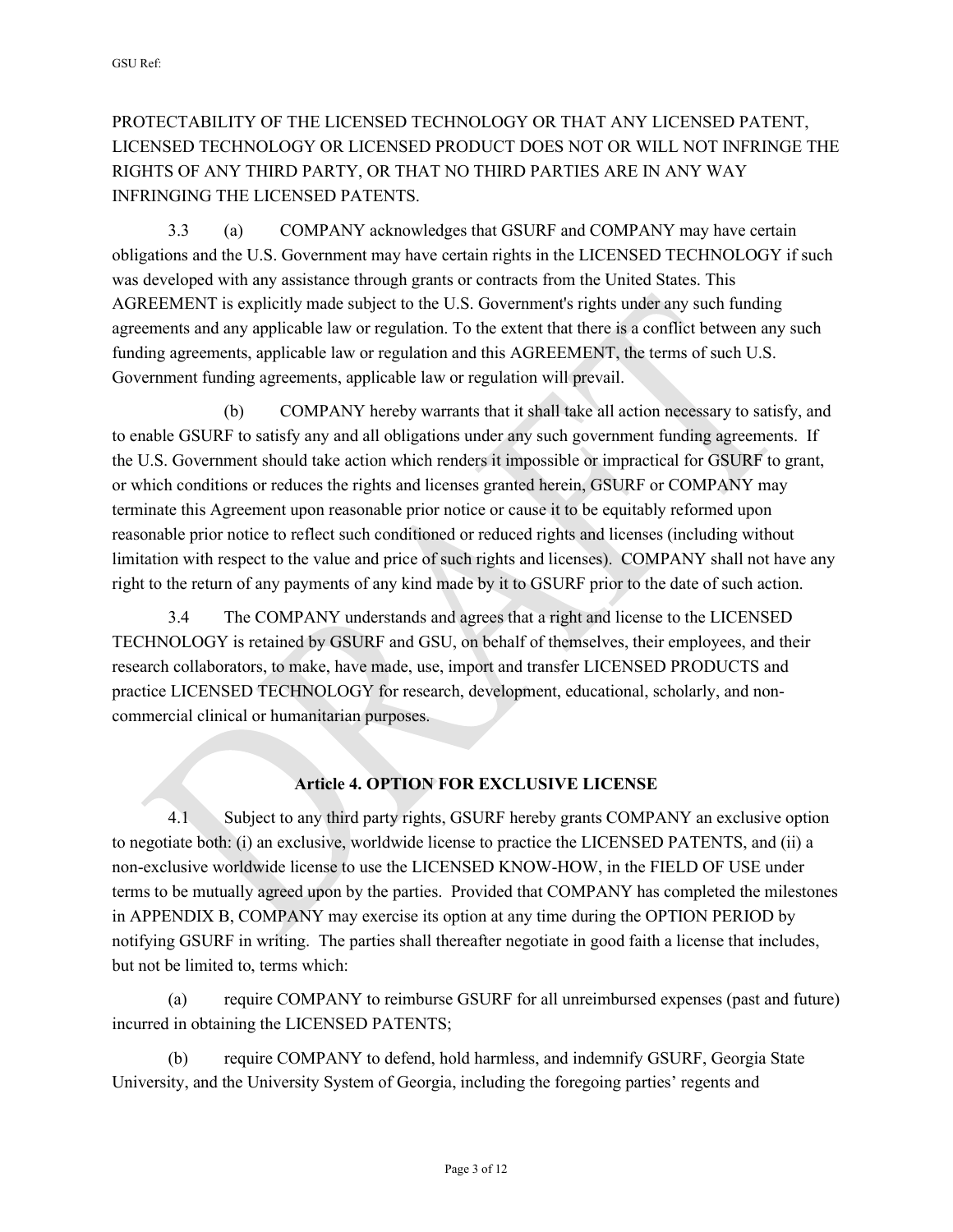PROTECTABILITY OF THE LICENSED TECHNOLOGY OR THAT ANY LICENSED PATENT, LICENSED TECHNOLOGY OR LICENSED PRODUCT DOES NOT OR WILL NOT INFRINGE THE RIGHTS OF ANY THIRD PARTY, OR THAT NO THIRD PARTIES ARE IN ANY WAY INFRINGING THE LICENSED PATENTS.

3.3 (a) COMPANY acknowledges that GSURF and COMPANY may have certain obligations and the U.S. Government may have certain rights in the LICENSED TECHNOLOGY if such was developed with any assistance through grants or contracts from the United States. This AGREEMENT is explicitly made subject to the U.S. Government's rights under any such funding agreements and any applicable law or regulation. To the extent that there is a conflict between any such funding agreements, applicable law or regulation and this AGREEMENT, the terms of such U.S. Government funding agreements, applicable law or regulation will prevail.

(b) COMPANY hereby warrants that it shall take all action necessary to satisfy, and to enable GSURF to satisfy any and all obligations under any such government funding agreements. If the U.S. Government should take action which renders it impossible or impractical for GSURF to grant, or which conditions or reduces the rights and licenses granted herein, GSURF or COMPANY may terminate this Agreement upon reasonable prior notice or cause it to be equitably reformed upon reasonable prior notice to reflect such conditioned or reduced rights and licenses (including without limitation with respect to the value and price of such rights and licenses). COMPANY shall not have any right to the return of any payments of any kind made by it to GSURF prior to the date of such action.

3.4 The COMPANY understands and agrees that a right and license to the LICENSED TECHNOLOGY is retained by GSURF and GSU, on behalf of themselves, their employees, and their research collaborators, to make, have made, use, import and transfer LICENSED PRODUCTS and practice LICENSED TECHNOLOGY for research, development, educational, scholarly, and non-commercial clinical or humanitarian purposes.

## Article 4. OPTION FOR EXCLUSIVE LICENSE

4.1 Subject to any third party rights, GSURF hereby grants COMPANY an exclusive option to negotiate both: (i) an exclusive, worldwide license to practice the LICENSED PATENTS, and (ii) a non-exclusive worldwide license to use the LICENSED KNOW-HOW, in the FIELD OF USE under terms to be mutually agreed upon by the parties. Provided that COMPANY has completed the milestones in APPENDIX B, COMPANY may exercise its option at any time during the OPTION PERIOD by notifying GSURF in writing. The parties shall thereafter negotiate in good faith a license that includes, but not be limited to, terms which:

(a) require COMPANY to reimburse GSURF for all unreimbursed expenses (past and future) incurred in obtaining the LICENSED PATENTS;

(b) require COMPANY to defend, hold harmless, and indemnify GSURF, Georgia State University, and the University System of Georgia, including the foregoing parties' regents and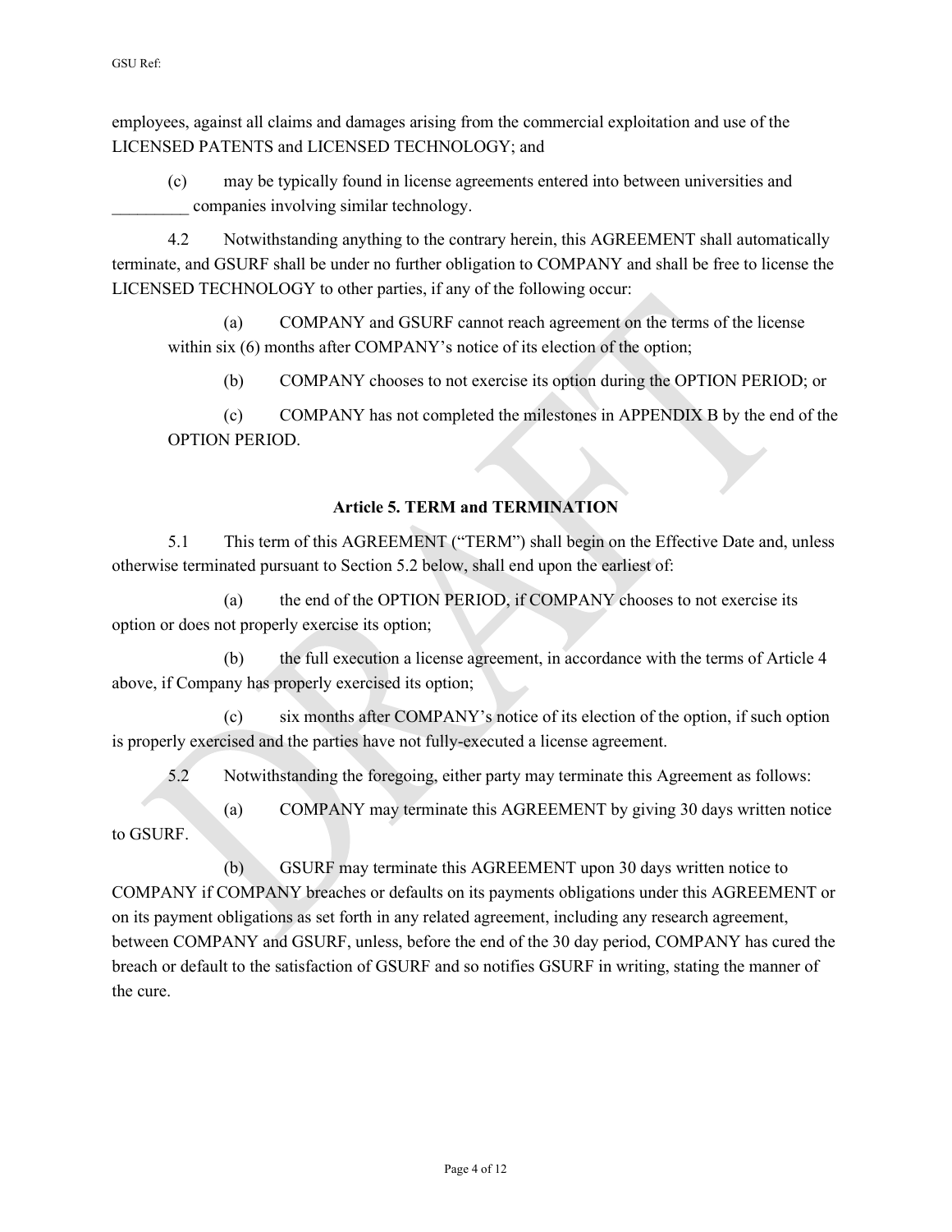employees, against all claims and damages arising from the commercial exploitation and use of the LICENSED PATENTS and LICENSED TECHNOLOGY; and

(c) may be typically found in license agreements entered into between universities and _________ companies involving similar technology.

4.2 Notwithstanding anything to the contrary herein, this AGREEMENT shall automatically terminate, and GSURF shall be under no further obligation to COMPANY and shall be free to license the LICENSED TECHNOLOGY to other parties, if any of the following occur:

(a) COMPANY and GSURF cannot reach agreement on the terms of the license within six (6) months after COMPANY's notice of its election of the option;

(b) COMPANY chooses to not exercise its option during the OPTION PERIOD; or

(c) COMPANY has not completed the milestones in APPENDIX B by the end of the OPTION PERIOD.

## Article 5. TERM and TERMINATION

5.1 This term of this AGREEMENT ("TERM") shall begin on the Effective Date and, unless otherwise terminated pursuant to Section 5.2 below, shall end upon the earliest of:

(a) the end of the OPTION PERIOD, if COMPANY chooses to not exercise its option or does not properly exercise its option;

(b) the full execution a license agreement, in accordance with the terms of Article 4 above, if Company has properly exercised its option;

(c) six months after COMPANY's notice of its election of the option, if such option is properly exercised and the parties have not fully-executed a license agreement.

5.2 Notwithstanding the foregoing, either party may terminate this Agreement as follows:

(a) COMPANY may terminate this AGREEMENT by giving 30 days written notice to GSURF.

(b) GSURF may terminate this AGREEMENT upon 30 days written notice to COMPANY if COMPANY breaches or defaults on its payments obligations under this AGREEMENT or on its payment obligations as set forth in any related agreement, including any research agreement, between COMPANY and GSURF, unless, before the end of the 30 day period, COMPANY has cured the breach or default to the satisfaction of GSURF and so notifies GSURF in writing, stating the manner of the cure.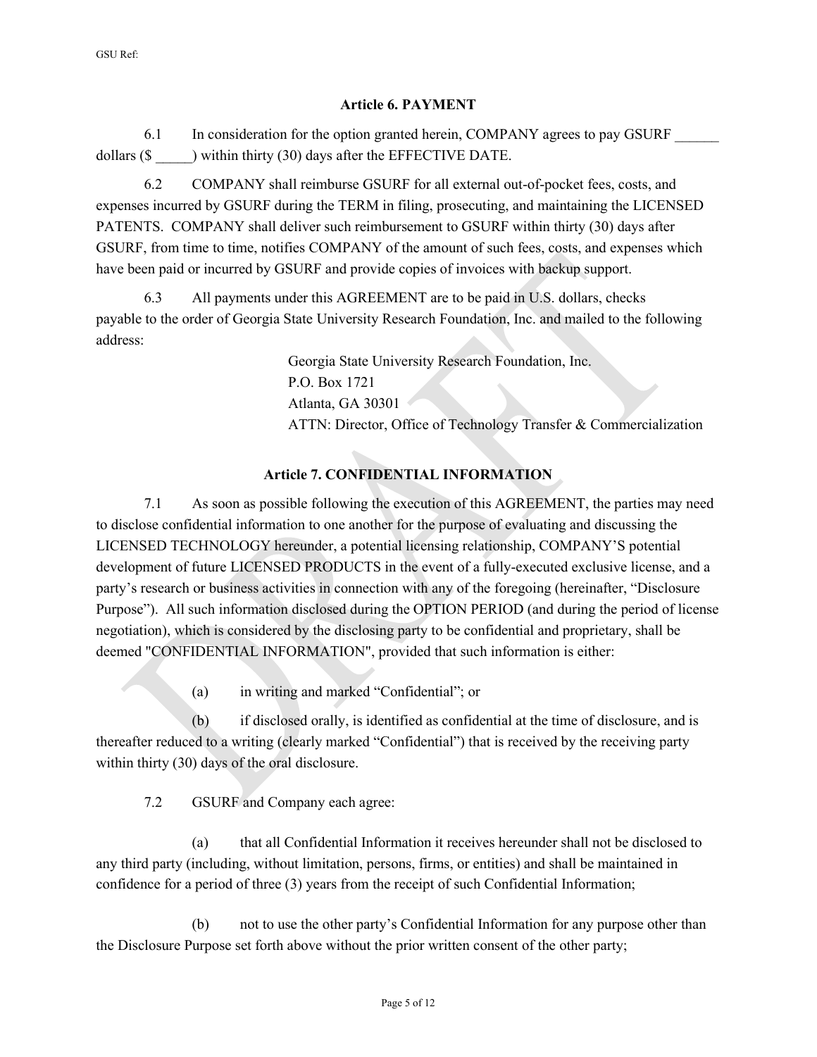### Article 6. PAYMENT

6.1 In consideration for the option granted herein, COMPANY agrees to pay GSURF ______ dollars ($ _____) within thirty (30) days after the EFFECTIVE DATE.

6.2 COMPANY shall reimburse GSURF for all external out-of-pocket fees, costs, and expenses incurred by GSURF during the TERM in filing, prosecuting, and maintaining the LICENSED PATENTS. COMPANY shall deliver such reimbursement to GSURF within thirty (30) days after GSURF, from time to time, notifies COMPANY of the amount of such fees, costs, and expenses which have been paid or incurred by GSURF and provide copies of invoices with backup support.

6.3 All payments under this AGREEMENT are to be paid in U.S. dollars, checks payable to the order of Georgia State University Research Foundation, Inc. and mailed to the following address:

Georgia State University Research Foundation, Inc.
P.O. Box 1721
Atlanta, GA 30301
ATTN: Director, Office of Technology Transfer & Commercialization

### Article 7. CONFIDENTIAL INFORMATION

7.1 As soon as possible following the execution of this AGREEMENT, the parties may need to disclose confidential information to one another for the purpose of evaluating and discussing the LICENSED TECHNOLOGY hereunder, a potential licensing relationship, COMPANY'S potential development of future LICENSED PRODUCTS in the event of a fully-executed exclusive license, and a party's research or business activities in connection with any of the foregoing (hereinafter, "Disclosure Purpose"). All such information disclosed during the OPTION PERIOD (and during the period of license negotiation), which is considered by the disclosing party to be confidential and proprietary, shall be deemed "CONFIDENTIAL INFORMATION", provided that such information is either:

(a) in writing and marked "Confidential"; or

(b) if disclosed orally, is identified as confidential at the time of disclosure, and is thereafter reduced to a writing (clearly marked "Confidential") that is received by the receiving party within thirty (30) days of the oral disclosure.

7.2 GSURF and Company each agree:

(a) that all Confidential Information it receives hereunder shall not be disclosed to any third party (including, without limitation, persons, firms, or entities) and shall be maintained in confidence for a period of three (3) years from the receipt of such Confidential Information;

(b) not to use the other party's Confidential Information for any purpose other than the Disclosure Purpose set forth above without the prior written consent of the other party;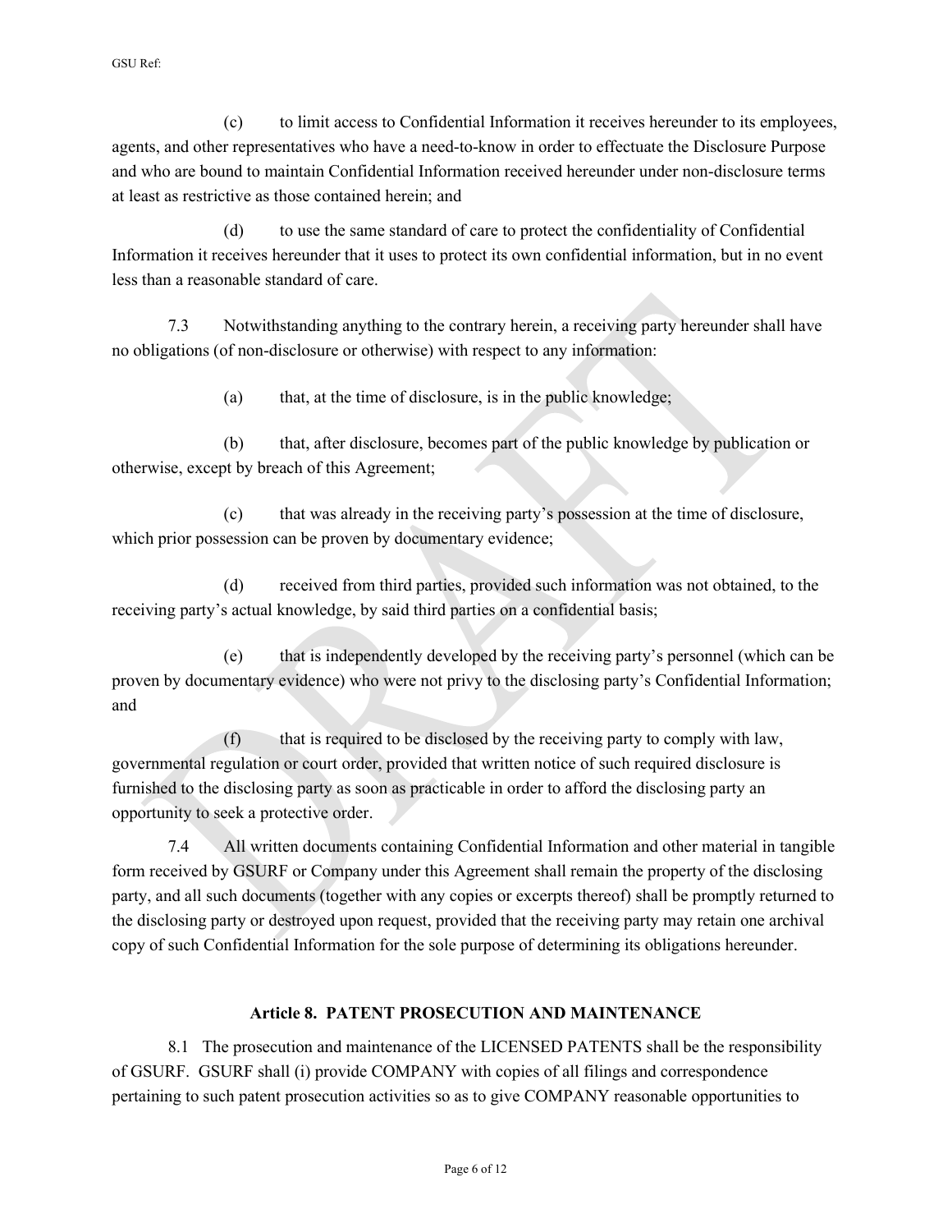(c) to limit access to Confidential Information it receives hereunder to its employees, agents, and other representatives who have a need-to-know in order to effectuate the Disclosure Purpose and who are bound to maintain Confidential Information received hereunder under non-disclosure terms at least as restrictive as those contained herein; and

(d) to use the same standard of care to protect the confidentiality of Confidential Information it receives hereunder that it uses to protect its own confidential information, but in no event less than a reasonable standard of care.

7.3 Notwithstanding anything to the contrary herein, a receiving party hereunder shall have no obligations (of non-disclosure or otherwise) with respect to any information:

(a) that, at the time of disclosure, is in the public knowledge;

(b) that, after disclosure, becomes part of the public knowledge by publication or otherwise, except by breach of this Agreement;

(c) that was already in the receiving party's possession at the time of disclosure, which prior possession can be proven by documentary evidence;

(d) received from third parties, provided such information was not obtained, to the receiving party's actual knowledge, by said third parties on a confidential basis;

(e) that is independently developed by the receiving party's personnel (which can be proven by documentary evidence) who were not privy to the disclosing party's Confidential Information; and

(f) that is required to be disclosed by the receiving party to comply with law, governmental regulation or court order, provided that written notice of such required disclosure is furnished to the disclosing party as soon as practicable in order to afford the disclosing party an opportunity to seek a protective order.

7.4 All written documents containing Confidential Information and other material in tangible form received by GSURF or Company under this Agreement shall remain the property of the disclosing party, and all such documents (together with any copies or excerpts thereof) shall be promptly returned to the disclosing party or destroyed upon request, provided that the receiving party may retain one archival copy of such Confidential Information for the sole purpose of determining its obligations hereunder.

## Article 8. PATENT PROSECUTION AND MAINTENANCE

8.1 The prosecution and maintenance of the LICENSED PATENTS shall be the responsibility of GSURF. GSURF shall (i) provide COMPANY with copies of all filings and correspondence pertaining to such patent prosecution activities so as to give COMPANY reasonable opportunities to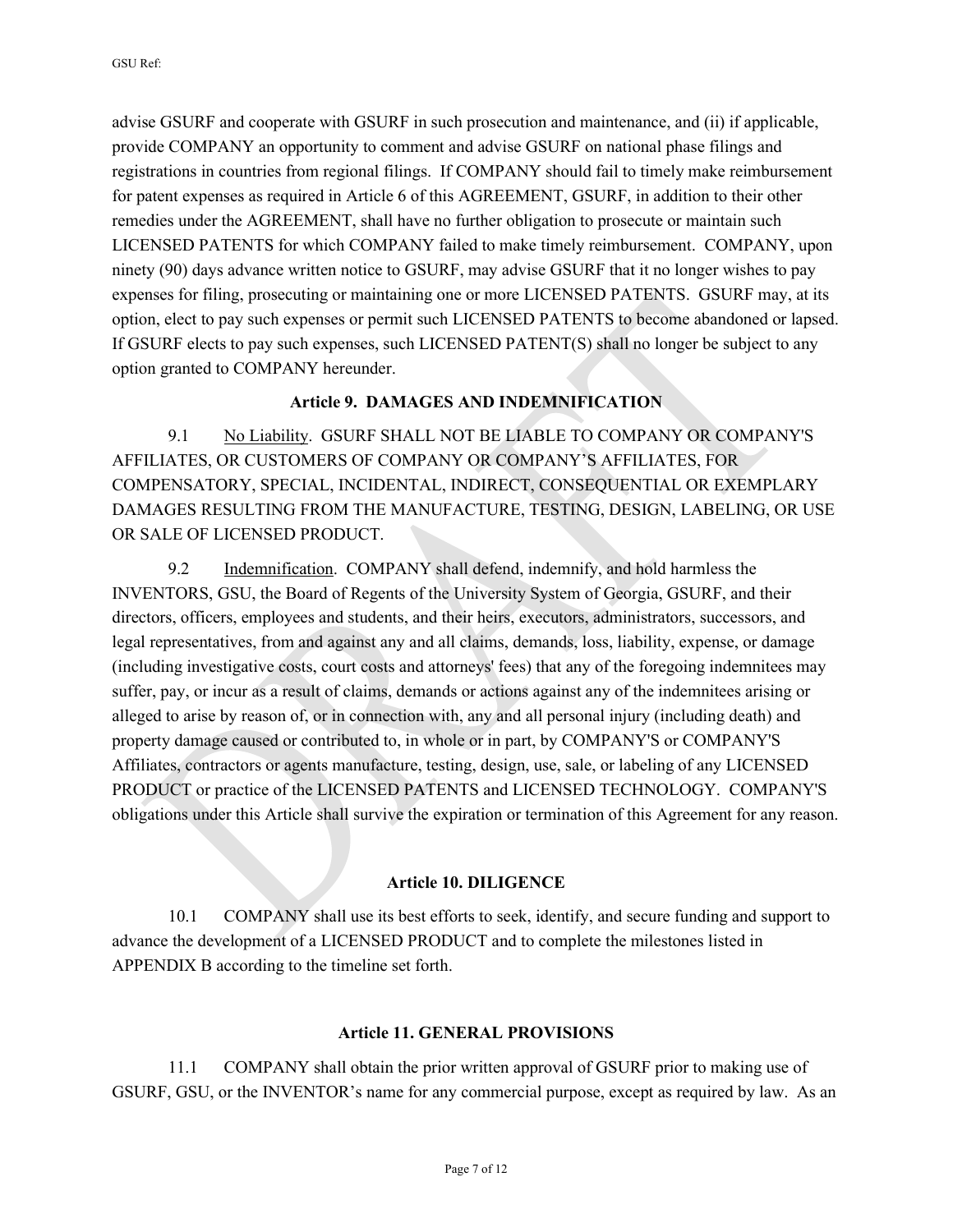advise GSURF and cooperate with GSURF in such prosecution and maintenance, and (ii) if applicable, provide COMPANY an opportunity to comment and advise GSURF on national phase filings and registrations in countries from regional filings. If COMPANY should fail to timely make reimbursement for patent expenses as required in Article 6 of this AGREEMENT, GSURF, in addition to their other remedies under the AGREEMENT, shall have no further obligation to prosecute or maintain such LICENSED PATENTS for which COMPANY failed to make timely reimbursement. COMPANY, upon ninety (90) days advance written notice to GSURF, may advise GSURF that it no longer wishes to pay expenses for filing, prosecuting or maintaining one or more LICENSED PATENTS. GSURF may, at its option, elect to pay such expenses or permit such LICENSED PATENTS to become abandoned or lapsed. If GSURF elects to pay such expenses, such LICENSED PATENT(S) shall no longer be subject to any option granted to COMPANY hereunder.

### Article 9. DAMAGES AND INDEMNIFICATION

9.1 No Liability. GSURF SHALL NOT BE LIABLE TO COMPANY OR COMPANY'S AFFILIATES, OR CUSTOMERS OF COMPANY OR COMPANY'S AFFILIATES, FOR COMPENSATORY, SPECIAL, INCIDENTAL, INDIRECT, CONSEQUENTIAL OR EXEMPLARY DAMAGES RESULTING FROM THE MANUFACTURE, TESTING, DESIGN, LABELING, OR USE OR SALE OF LICENSED PRODUCT.

9.2 Indemnification. COMPANY shall defend, indemnify, and hold harmless the INVENTORS, GSU, the Board of Regents of the University System of Georgia, GSURF, and their directors, officers, employees and students, and their heirs, executors, administrators, successors, and legal representatives, from and against any and all claims, demands, loss, liability, expense, or damage (including investigative costs, court costs and attorneys' fees) that any of the foregoing indemnitees may suffer, pay, or incur as a result of claims, demands or actions against any of the indemnitees arising or alleged to arise by reason of, or in connection with, any and all personal injury (including death) and property damage caused or contributed to, in whole or in part, by COMPANY'S or COMPANY'S Affiliates, contractors or agents manufacture, testing, design, use, sale, or labeling of any LICENSED PRODUCT or practice of the LICENSED PATENTS and LICENSED TECHNOLOGY. COMPANY'S obligations under this Article shall survive the expiration or termination of this Agreement for any reason.

### Article 10. DILIGENCE

10.1 COMPANY shall use its best efforts to seek, identify, and secure funding and support to advance the development of a LICENSED PRODUCT and to complete the milestones listed in APPENDIX B according to the timeline set forth.

### Article 11. GENERAL PROVISIONS

11.1 COMPANY shall obtain the prior written approval of GSURF prior to making use of GSURF, GSU, or the INVENTOR's name for any commercial purpose, except as required by law. As an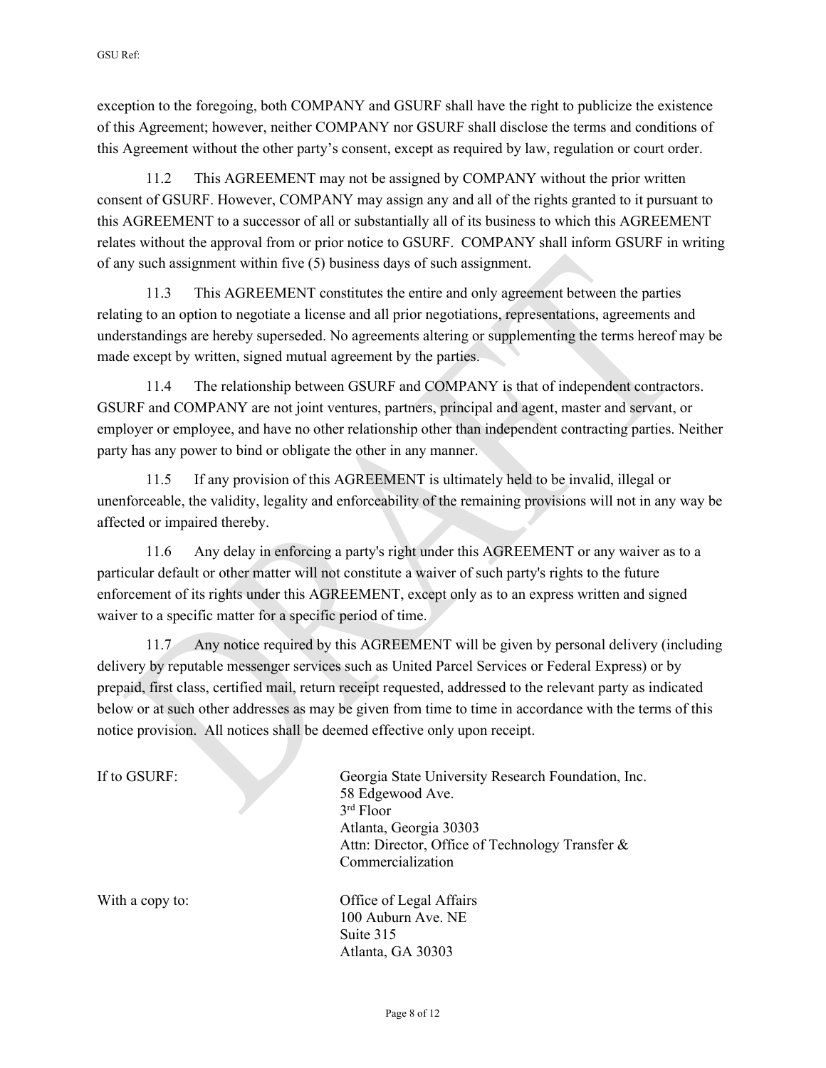exception to the foregoing, both COMPANY and GSURF shall have the right to publicize the existence of this Agreement; however, neither COMPANY nor GSURF shall disclose the terms and conditions of this Agreement without the other party's consent, except as required by law, regulation or court order.

11.2 This AGREEMENT may not be assigned by COMPANY without the prior written consent of GSURF. However, COMPANY may assign any and all of the rights granted to it pursuant to this AGREEMENT to a successor of all or substantially all of its business to which this AGREEMENT relates without the approval from or prior notice to GSURF. COMPANY shall inform GSURF in writing of any such assignment within five (5) business days of such assignment.

11.3 This AGREEMENT constitutes the entire and only agreement between the parties relating to an option to negotiate a license and all prior negotiations, representations, agreements and understandings are hereby superseded. No agreements altering or supplementing the terms hereof may be made except by written, signed mutual agreement by the parties.

11.4 The relationship between GSURF and COMPANY is that of independent contractors. GSURF and COMPANY are not joint ventures, partners, principal and agent, master and servant, or employer or employee, and have no other relationship other than independent contracting parties. Neither party has any power to bind or obligate the other in any manner.

11.5 If any provision of this AGREEMENT is ultimately held to be invalid, illegal or unenforceable, the validity, legality and enforceability of the remaining provisions will not in any way be affected or impaired thereby.

11.6 Any delay in enforcing a party's right under this AGREEMENT or any waiver as to a particular default or other matter will not constitute a waiver of such party's rights to the future enforcement of its rights under this AGREEMENT, except only as to an express written and signed waiver to a specific matter for a specific period of time.

11.7 Any notice required by this AGREEMENT will be given by personal delivery (including delivery by reputable messenger services such as United Parcel Services or Federal Express) or by prepaid, first class, certified mail, return receipt requested, addressed to the relevant party as indicated below or at such other addresses as may be given from time to time in accordance with the terms of this notice provision. All notices shall be deemed effective only upon receipt.

If to GSURF:

Georgia State University Research Foundation, Inc.
58 Edgewood Ave.
3rd Floor
Atlanta, Georgia 30303
Attn: Director, Office of Technology Transfer & Commercialization

With a copy to:

Office of Legal Affairs
100 Auburn Ave. NE
Suite 315
Atlanta, GA 30303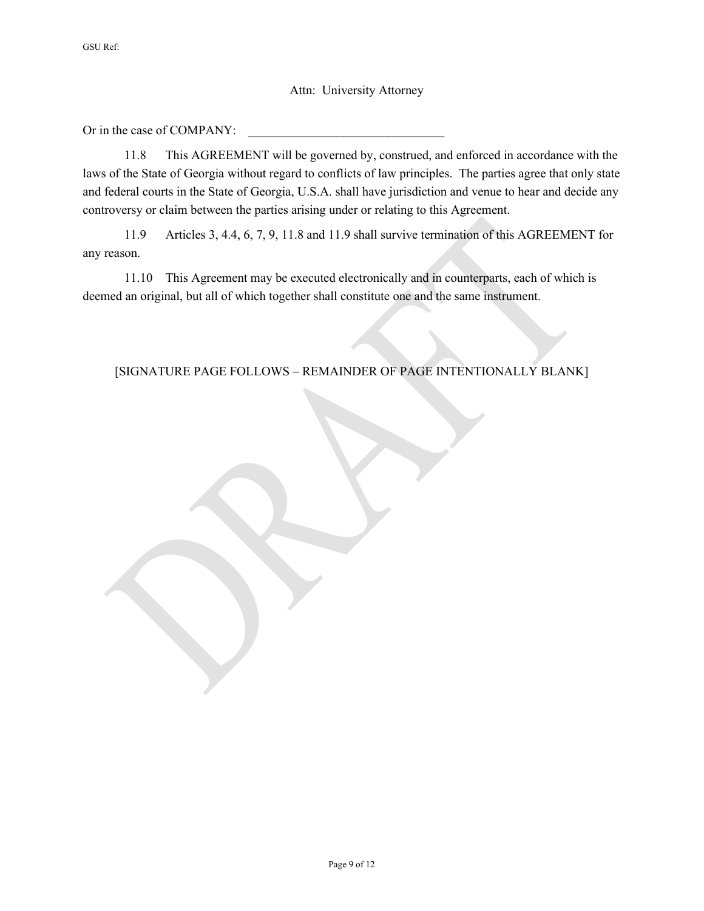Attn: University Attorney

Or in the case of COMPANY: _______________________________

11.8 This AGREEMENT will be governed by, construed, and enforced in accordance with the laws of the State of Georgia without regard to conflicts of law principles. The parties agree that only state and federal courts in the State of Georgia, U.S.A. shall have jurisdiction and venue to hear and decide any controversy or claim between the parties arising under or relating to this Agreement.

11.9 Articles 3, 4.4, 6, 7, 9, 11.8 and 11.9 shall survive termination of this AGREEMENT for any reason.

11.10 This Agreement may be executed electronically and in counterparts, each of which is deemed an original, but all of which together shall constitute one and the same instrument.

[SIGNATURE PAGE FOLLOWS – REMAINDER OF PAGE INTENTIONALLY BLANK]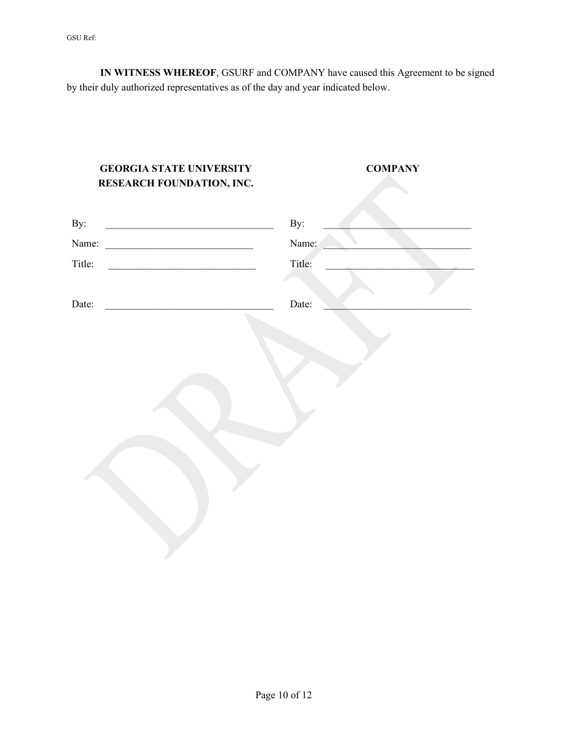**IN WITNESS WHEREOF**, GSURF and COMPANY have caused this Agreement to be signed by their duly authorized representatives as of the day and year indicated below.

| **GEORGIA STATE UNIVERSITY RESEARCH FOUNDATION, INC.** | **COMPANY** |
|---|---|
| By: ______________________________ | By: ______________________________ |
| Name: ______________________________ | Name: ______________________________ |
| Title: ______________________________ | Title: ______________________________ |
| Date: ______________________________ | Date: ______________________________ |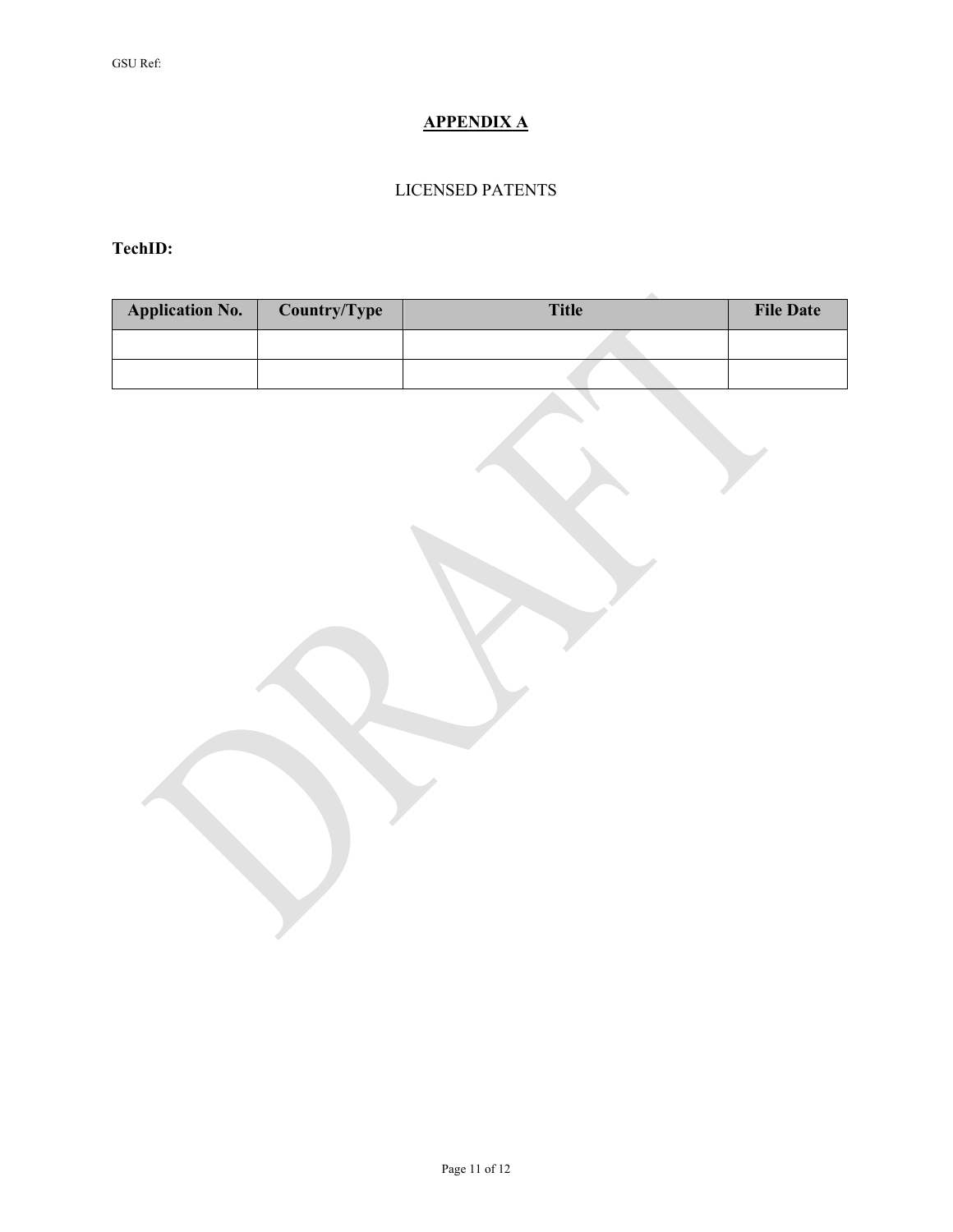# APPENDIX A

LICENSED PATENTS

**TechID:**

| Application No. | Country/Type | Title | File Date |
|---|---|---|---|
| | | | |
| | | | |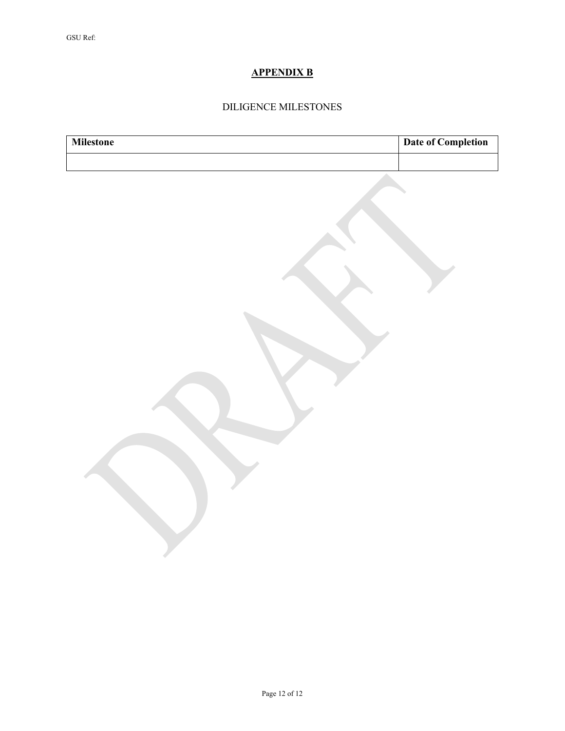## APPENDIX B

DILIGENCE MILESTONES

| Milestone | Date of Completion |
| --- | --- |
| | |